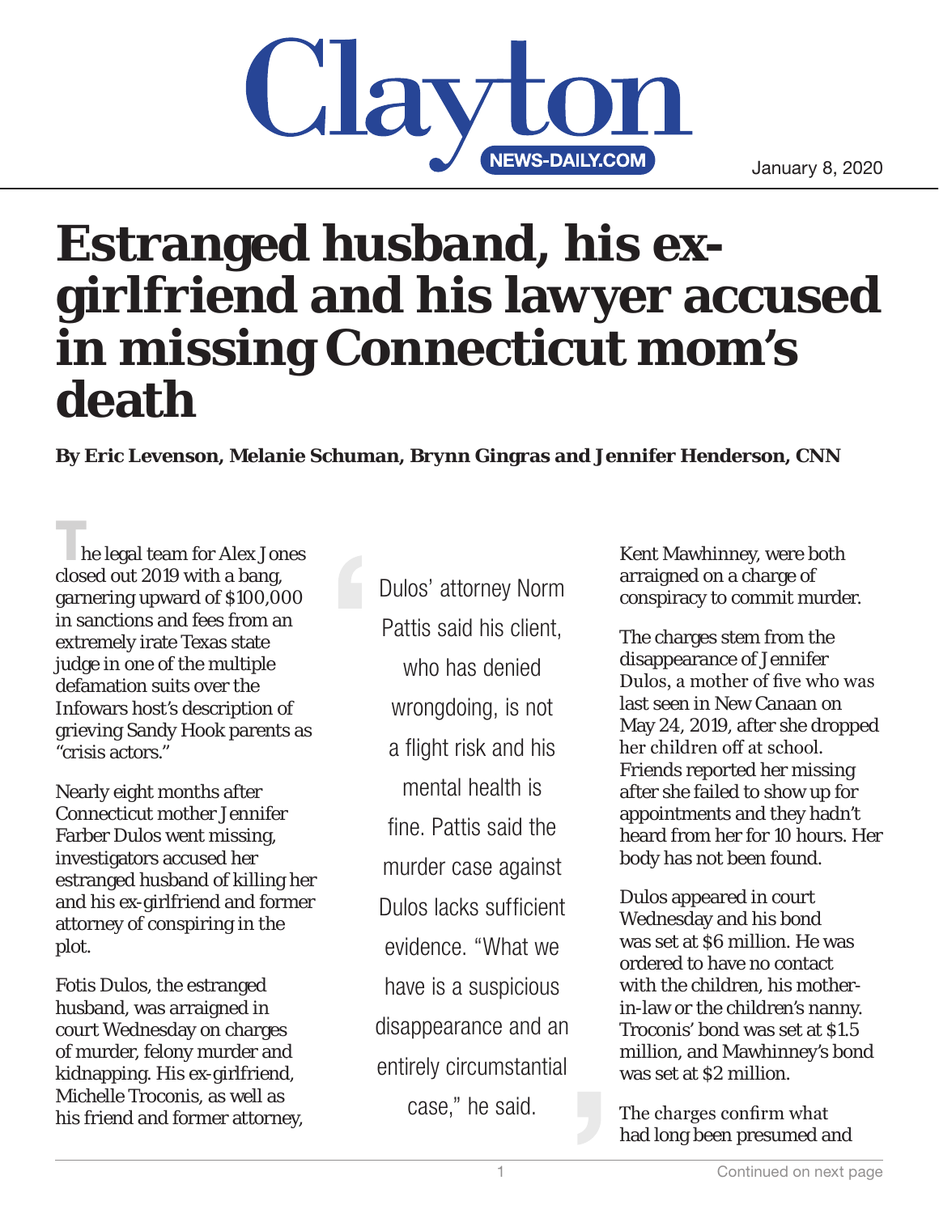Clayton NEWS-DAILY.COM

January 8, 2020

# Estranged husband, his ex-girlfriend and his lawyer accused in missing Connecticut mom's death

**By Eric Levenson, Melanie Schuman, Brynn Gingras and Jennifer Henderson, CNN**

The legal team for Alex Jones closed out 2019 with a bang, garnering upward of $100,000 in sanctions and fees from an extremely irate Texas state judge in one of the multiple defamation suits over the Infowars host's description of grieving Sandy Hook parents as "crisis actors."

Nearly eight months after Connecticut mother Jennifer Farber Dulos went missing, investigators accused her estranged husband of killing her and his ex-girlfriend and former attorney of conspiring in the plot.

Fotis Dulos, the estranged husband, was arraigned in court Wednesday on charges of murder, felony murder and kidnapping. His ex-girlfriend, Michelle Troconis, as well as his friend and former attorney, Kent Mawhinney, were both arraigned on a charge of conspiracy to commit murder.

> Dulos' attorney Norm Pattis said his client, who has denied wrongdoing, is not a flight risk and his mental health is fine. Pattis said the murder case against Dulos lacks sufficient evidence. "What we have is a suspicious disappearance and an entirely circumstantial case," he said.

The charges stem from the disappearance of Jennifer Dulos, a mother of five who was last seen in New Canaan on May 24, 2019, after she dropped her children off at school. Friends reported her missing after she failed to show up for appointments and they hadn't heard from her for 10 hours. Her body has not been found.

Dulos appeared in court Wednesday and his bond was set at $6 million. He was ordered to have no contact with the children, his mother-in-law or the children's nanny. Troconis' bond was set at $1.5 million, and Mawhinney's bond was set at $2 million.

The charges confirm what had long been presumed and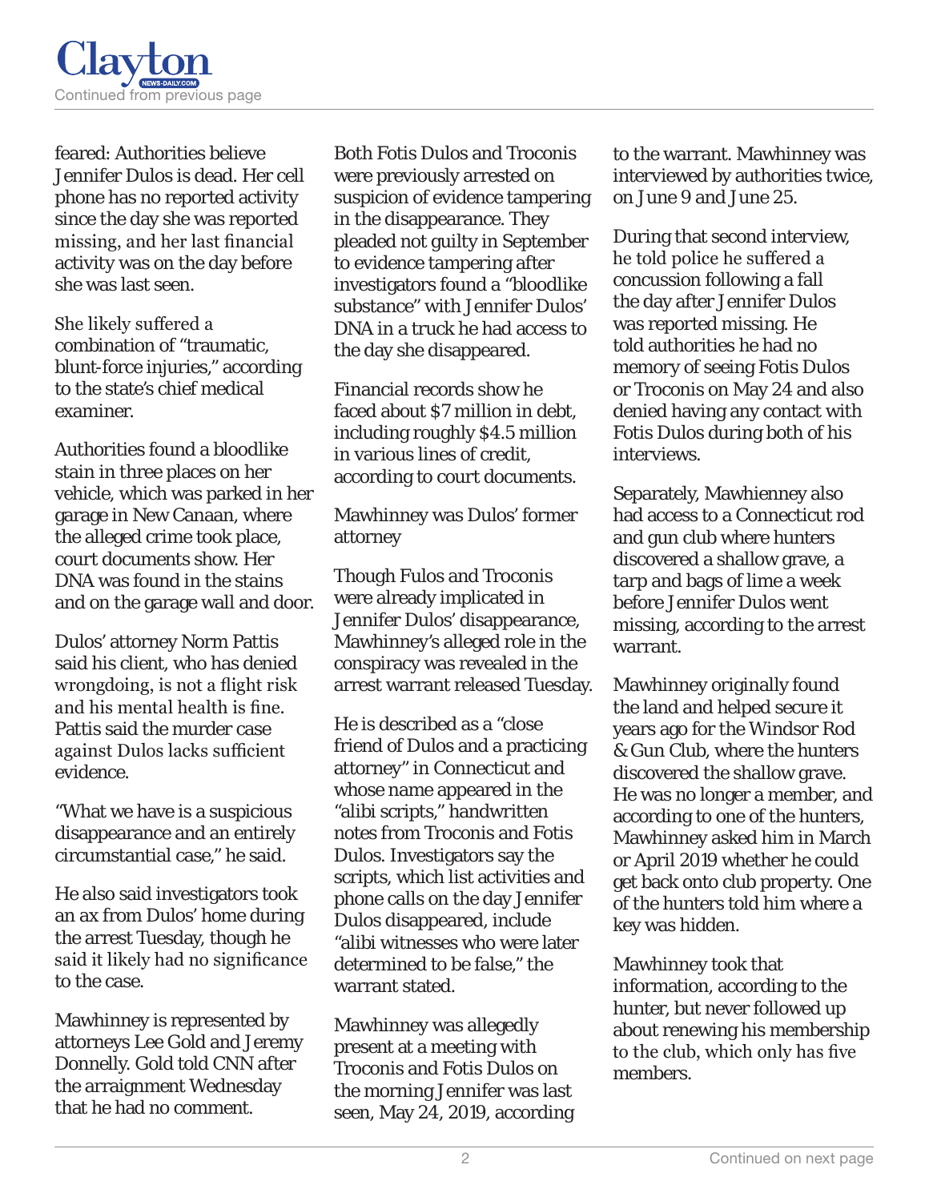feared: Authorities believe Jennifer Dulos is dead. Her cell phone has no reported activity since the day she was reported missing, and her last financial activity was on the day before she was last seen.

She likely suffered a combination of "traumatic, blunt-force injuries," according to the state's chief medical examiner.

Authorities found a bloodlike stain in three places on her vehicle, which was parked in her garage in New Canaan, where the alleged crime took place, court documents show. Her DNA was found in the stains and on the garage wall and door.

Dulos' attorney Norm Pattis said his client, who has denied wrongdoing, is not a flight risk and his mental health is fine. Pattis said the murder case against Dulos lacks sufficient evidence.

"What we have is a suspicious disappearance and an entirely circumstantial case," he said.

He also said investigators took an ax from Dulos' home during the arrest Tuesday, though he said it likely had no significance to the case.

Mawhinney is represented by attorneys Lee Gold and Jeremy Donnelly. Gold told CNN after the arraignment Wednesday that he had no comment.

Both Fotis Dulos and Troconis were previously arrested on suspicion of evidence tampering in the disappearance. They pleaded not guilty in September to evidence tampering after investigators found a "bloodlike substance" with Jennifer Dulos' DNA in a truck he had access to the day she disappeared.

Financial records show he faced about $7 million in debt, including roughly $4.5 million in various lines of credit, according to court documents.

Mawhinney was Dulos' former attorney

Though Fulos and Troconis were already implicated in Jennifer Dulos' disappearance, Mawhinney's alleged role in the conspiracy was revealed in the arrest warrant released Tuesday.

He is described as a "close friend of Dulos and a practicing attorney" in Connecticut and whose name appeared in the "alibi scripts," handwritten notes from Troconis and Fotis Dulos. Investigators say the scripts, which list activities and phone calls on the day Jennifer Dulos disappeared, include "alibi witnesses who were later determined to be false," the warrant stated.

Mawhinney was allegedly present at a meeting with Troconis and Fotis Dulos on the morning Jennifer was last seen, May 24, 2019, according to the warrant. Mawhinney was interviewed by authorities twice, on June 9 and June 25.

During that second interview, he told police he suffered a concussion following a fall the day after Jennifer Dulos was reported missing. He told authorities he had no memory of seeing Fotis Dulos or Troconis on May 24 and also denied having any contact with Fotis Dulos during both of his interviews.

Separately, Mawhienney also had access to a Connecticut rod and gun club where hunters discovered a shallow grave, a tarp and bags of lime a week before Jennifer Dulos went missing, according to the arrest warrant.

Mawhinney originally found the land and helped secure it years ago for the Windsor Rod & Gun Club, where the hunters discovered the shallow grave. He was no longer a member, and according to one of the hunters, Mawhinney asked him in March or April 2019 whether he could get back onto club property. One of the hunters told him where a key was hidden.

Mawhinney took that information, according to the hunter, but never followed up about renewing his membership to the club, which only has five members.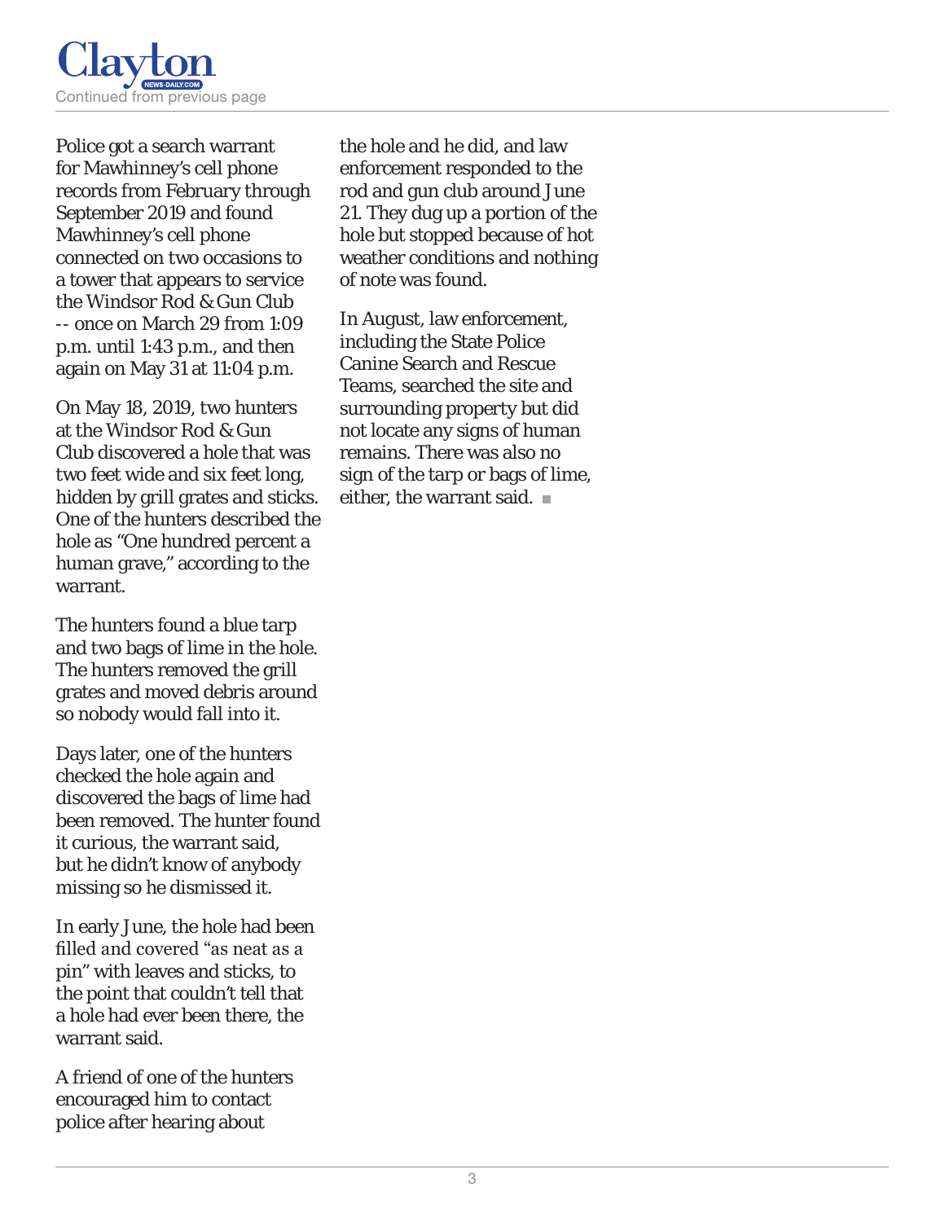Police got a search warrant for Mawhinney's cell phone records from February through September 2019 and found Mawhinney's cell phone connected on two occasions to a tower that appears to service the Windsor Rod & Gun Club -- once on March 29 from 1:09 p.m. until 1:43 p.m., and then again on May 31 at 11:04 p.m.

On May 18, 2019, two hunters at the Windsor Rod & Gun Club discovered a hole that was two feet wide and six feet long, hidden by grill grates and sticks. One of the hunters described the hole as "One hundred percent a human grave," according to the warrant.

The hunters found a blue tarp and two bags of lime in the hole. The hunters removed the grill grates and moved debris around so nobody would fall into it.

Days later, one of the hunters checked the hole again and discovered the bags of lime had been removed. The hunter found it curious, the warrant said, but he didn't know of anybody missing so he dismissed it.

In early June, the hole had been filled and covered "as neat as a pin" with leaves and sticks, to the point that couldn't tell that a hole had ever been there, the warrant said.

A friend of one of the hunters encouraged him to contact police after hearing about the hole and he did, and law enforcement responded to the rod and gun club around June 21. They dug up a portion of the hole but stopped because of hot weather conditions and nothing of note was found.

In August, law enforcement, including the State Police Canine Search and Rescue Teams, searched the site and surrounding property but did not locate any signs of human remains. There was also no sign of the tarp or bags of lime, either, the warrant said.